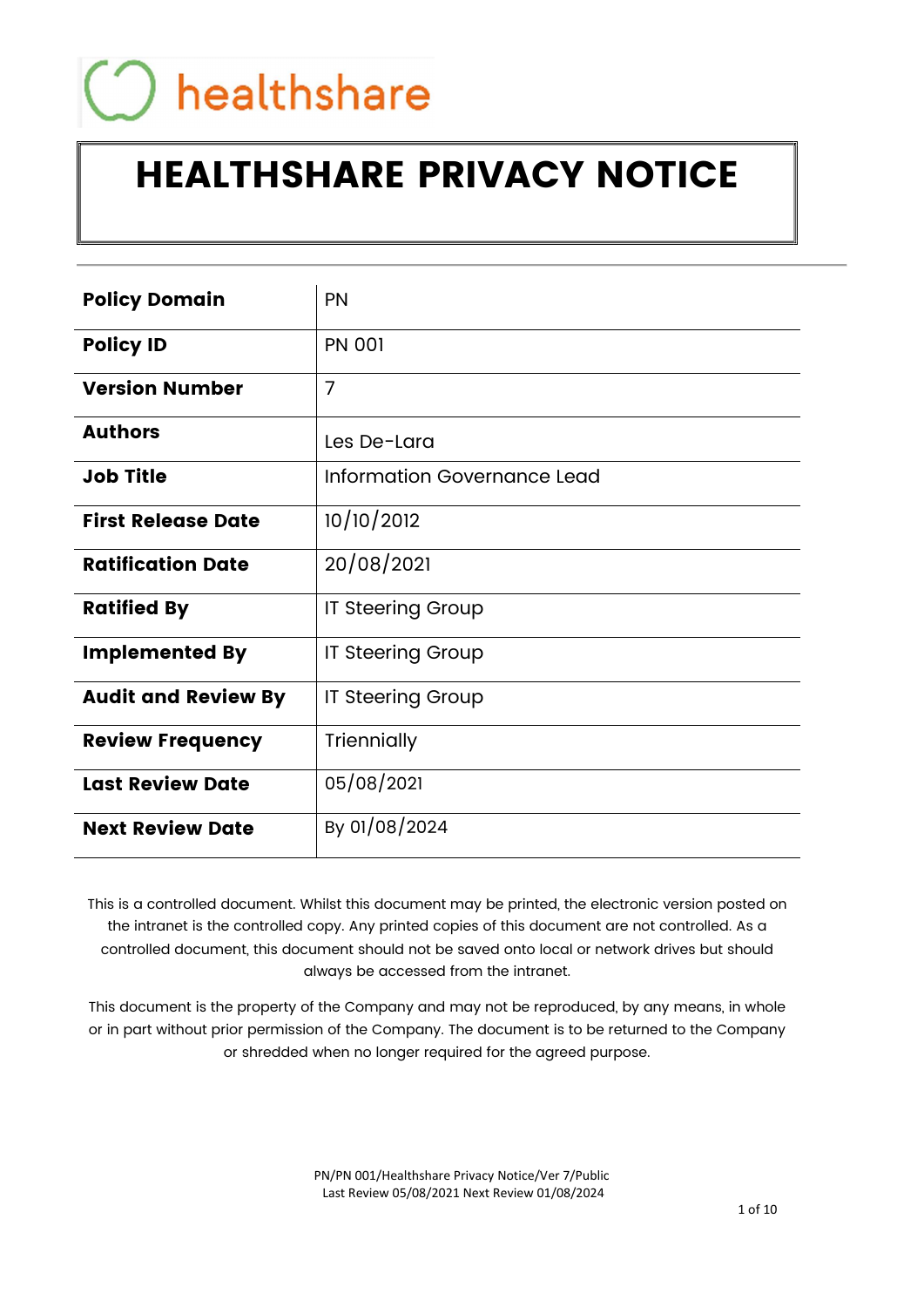healthshare

# HEALTHSHARE PRIVACY NOTICE

| | |
|---|---|
| **Policy Domain** | PN |
| **Policy ID** | PN 001 |
| **Version Number** | 7 |
| **Authors** | Les De-Lara |
| **Job Title** | Information Governance Lead |
| **First Release Date** | 10/10/2012 |
| **Ratification Date** | 20/08/2021 |
| **Ratified By** | IT Steering Group |
| **Implemented By** | IT Steering Group |
| **Audit and Review By** | IT Steering Group |
| **Review Frequency** | Triennially |
| **Last Review Date** | 05/08/2021 |
| **Next Review Date** | By 01/08/2024 |

This is a controlled document. Whilst this document may be printed, the electronic version posted on the intranet is the controlled copy. Any printed copies of this document are not controlled. As a controlled document, this document should not be saved onto local or network drives but should always be accessed from the intranet.

This document is the property of the Company and may not be reproduced, by any means, in whole or in part without prior permission of the Company. The document is to be returned to the Company or shredded when no longer required for the agreed purpose.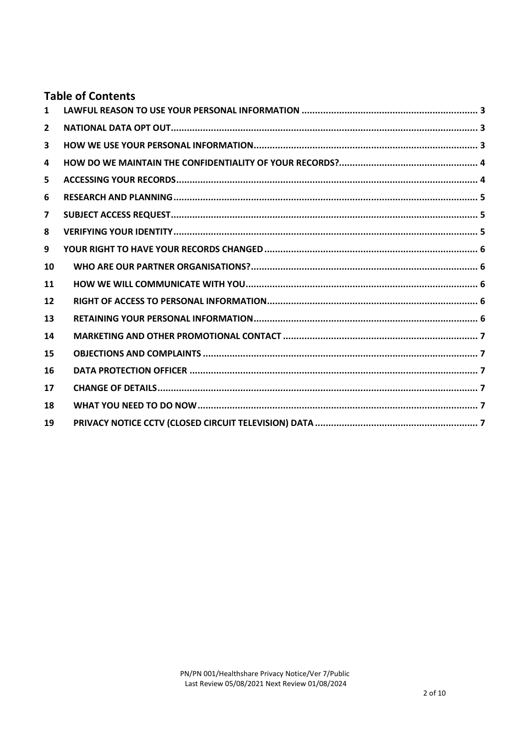## Table of Contents

| | | |
|---|---|---|
| 1 | LAWFUL REASON TO USE YOUR PERSONAL INFORMATION | 3 |
| 2 | NATIONAL DATA OPT OUT | 3 |
| 3 | HOW WE USE YOUR PERSONAL INFORMATION | 3 |
| 4 | HOW DO WE MAINTAIN THE CONFIDENTIALITY OF YOUR RECORDS? | 4 |
| 5 | ACCESSING YOUR RECORDS | 4 |
| 6 | RESEARCH AND PLANNING | 5 |
| 7 | SUBJECT ACCESS REQUEST | 5 |
| 8 | VERIFYING YOUR IDENTITY | 5 |
| 9 | YOUR RIGHT TO HAVE YOUR RECORDS CHANGED | 6 |
| 10 | WHO ARE OUR PARTNER ORGANISATIONS? | 6 |
| 11 | HOW WE WILL COMMUNICATE WITH YOU | 6 |
| 12 | RIGHT OF ACCESS TO PERSONAL INFORMATION | 6 |
| 13 | RETAINING YOUR PERSONAL INFORMATION | 6 |
| 14 | MARKETING AND OTHER PROMOTIONAL CONTACT | 7 |
| 15 | OBJECTIONS AND COMPLAINTS | 7 |
| 16 | DATA PROTECTION OFFICER | 7 |
| 17 | CHANGE OF DETAILS | 7 |
| 18 | WHAT YOU NEED TO DO NOW | 7 |
| 19 | PRIVACY NOTICE CCTV (CLOSED CIRCUIT TELEVISION) DATA | 7 |

PN/PN 001/Healthshare Privacy Notice/Ver 7/Public
Last Review 05/08/2021 Next Review 01/08/2024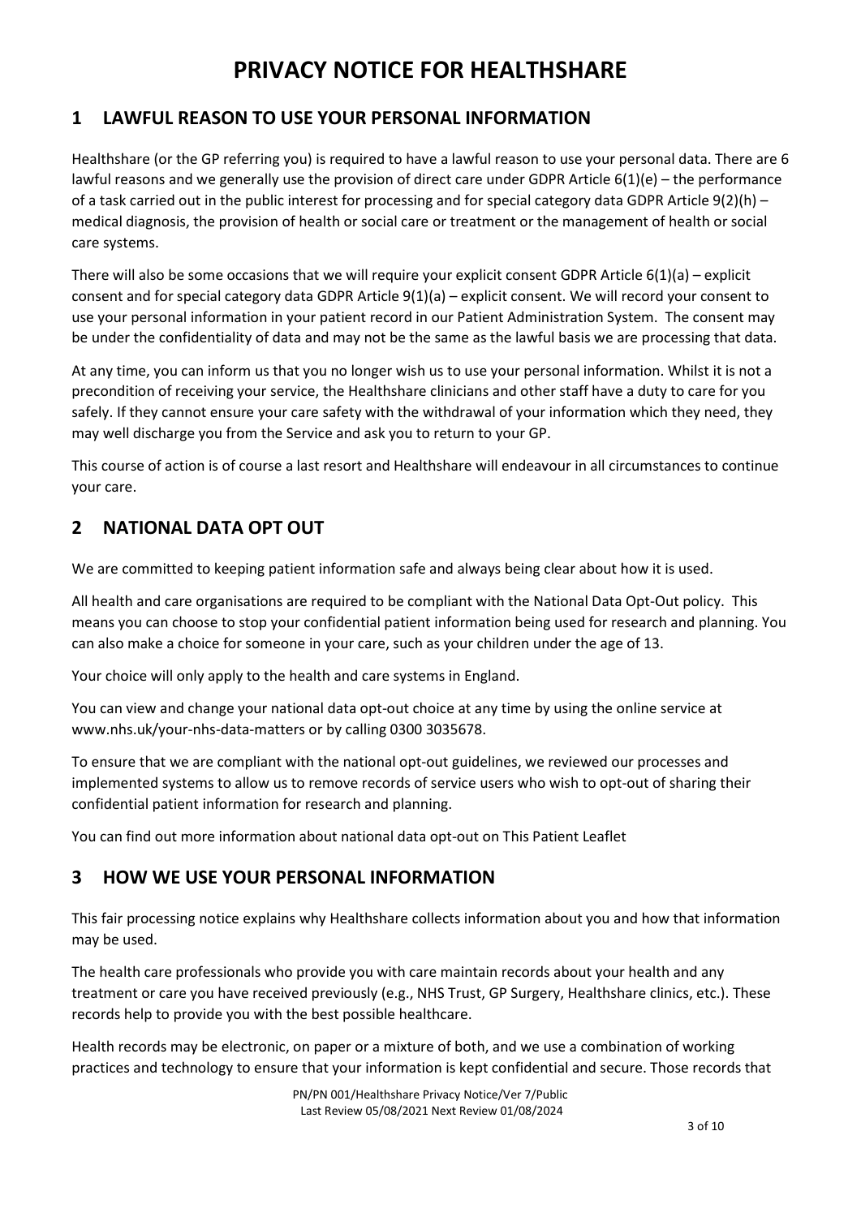# PRIVACY NOTICE FOR HEALTHSHARE

## 1 LAWFUL REASON TO USE YOUR PERSONAL INFORMATION

Healthshare (or the GP referring you) is required to have a lawful reason to use your personal data. There are 6 lawful reasons and we generally use the provision of direct care under GDPR Article 6(1)(e) – the performance of a task carried out in the public interest for processing and for special category data GDPR Article 9(2)(h) – medical diagnosis, the provision of health or social care or treatment or the management of health or social care systems.

There will also be some occasions that we will require your explicit consent GDPR Article 6(1)(a) – explicit consent and for special category data GDPR Article 9(1)(a) – explicit consent. We will record your consent to use your personal information in your patient record in our Patient Administration System. The consent may be under the confidentiality of data and may not be the same as the lawful basis we are processing that data.

At any time, you can inform us that you no longer wish us to use your personal information. Whilst it is not a precondition of receiving your service, the Healthshare clinicians and other staff have a duty to care for you safely. If they cannot ensure your care safety with the withdrawal of your information which they need, they may well discharge you from the Service and ask you to return to your GP.

This course of action is of course a last resort and Healthshare will endeavour in all circumstances to continue your care.

## 2 NATIONAL DATA OPT OUT

We are committed to keeping patient information safe and always being clear about how it is used.

All health and care organisations are required to be compliant with the National Data Opt-Out policy. This means you can choose to stop your confidential patient information being used for research and planning. You can also make a choice for someone in your care, such as your children under the age of 13.

Your choice will only apply to the health and care systems in England.

You can view and change your national data opt-out choice at any time by using the online service at www.nhs.uk/your-nhs-data-matters or by calling 0300 3035678.

To ensure that we are compliant with the national opt-out guidelines, we reviewed our processes and implemented systems to allow us to remove records of service users who wish to opt-out of sharing their confidential patient information for research and planning.

You can find out more information about national data opt-out on This Patient Leaflet

## 3 HOW WE USE YOUR PERSONAL INFORMATION

This fair processing notice explains why Healthshare collects information about you and how that information may be used.

The health care professionals who provide you with care maintain records about your health and any treatment or care you have received previously (e.g., NHS Trust, GP Surgery, Healthshare clinics, etc.). These records help to provide you with the best possible healthcare.

Health records may be electronic, on paper or a mixture of both, and we use a combination of working practices and technology to ensure that your information is kept confidential and secure. Those records that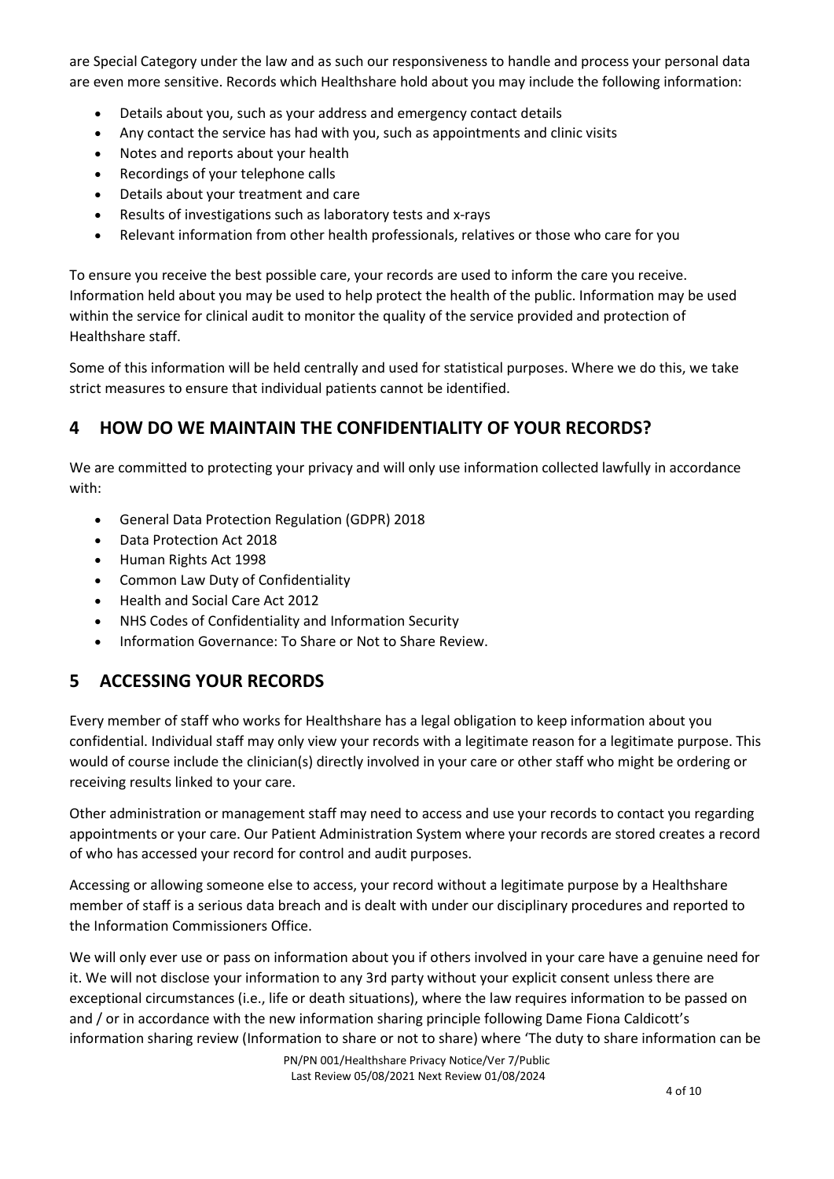are Special Category under the law and as such our responsiveness to handle and process your personal data are even more sensitive. Records which Healthshare hold about you may include the following information:

- Details about you, such as your address and emergency contact details
- Any contact the service has had with you, such as appointments and clinic visits
- Notes and reports about your health
- Recordings of your telephone calls
- Details about your treatment and care
- Results of investigations such as laboratory tests and x-rays
- Relevant information from other health professionals, relatives or those who care for you

To ensure you receive the best possible care, your records are used to inform the care you receive. Information held about you may be used to help protect the health of the public. Information may be used within the service for clinical audit to monitor the quality of the service provided and protection of Healthshare staff.

Some of this information will be held centrally and used for statistical purposes. Where we do this, we take strict measures to ensure that individual patients cannot be identified.

## 4 HOW DO WE MAINTAIN THE CONFIDENTIALITY OF YOUR RECORDS?

We are committed to protecting your privacy and will only use information collected lawfully in accordance with:

- General Data Protection Regulation (GDPR) 2018
- Data Protection Act 2018
- Human Rights Act 1998
- Common Law Duty of Confidentiality
- Health and Social Care Act 2012
- NHS Codes of Confidentiality and Information Security
- Information Governance: To Share or Not to Share Review.

## 5 ACCESSING YOUR RECORDS

Every member of staff who works for Healthshare has a legal obligation to keep information about you confidential. Individual staff may only view your records with a legitimate reason for a legitimate purpose. This would of course include the clinician(s) directly involved in your care or other staff who might be ordering or receiving results linked to your care.

Other administration or management staff may need to access and use your records to contact you regarding appointments or your care. Our Patient Administration System where your records are stored creates a record of who has accessed your record for control and audit purposes.

Accessing or allowing someone else to access, your record without a legitimate purpose by a Healthshare member of staff is a serious data breach and is dealt with under our disciplinary procedures and reported to the Information Commissioners Office.

We will only ever use or pass on information about you if others involved in your care have a genuine need for it. We will not disclose your information to any 3rd party without your explicit consent unless there are exceptional circumstances (i.e., life or death situations), where the law requires information to be passed on and / or in accordance with the new information sharing principle following Dame Fiona Caldicott's information sharing review (Information to share or not to share) where 'The duty to share information can be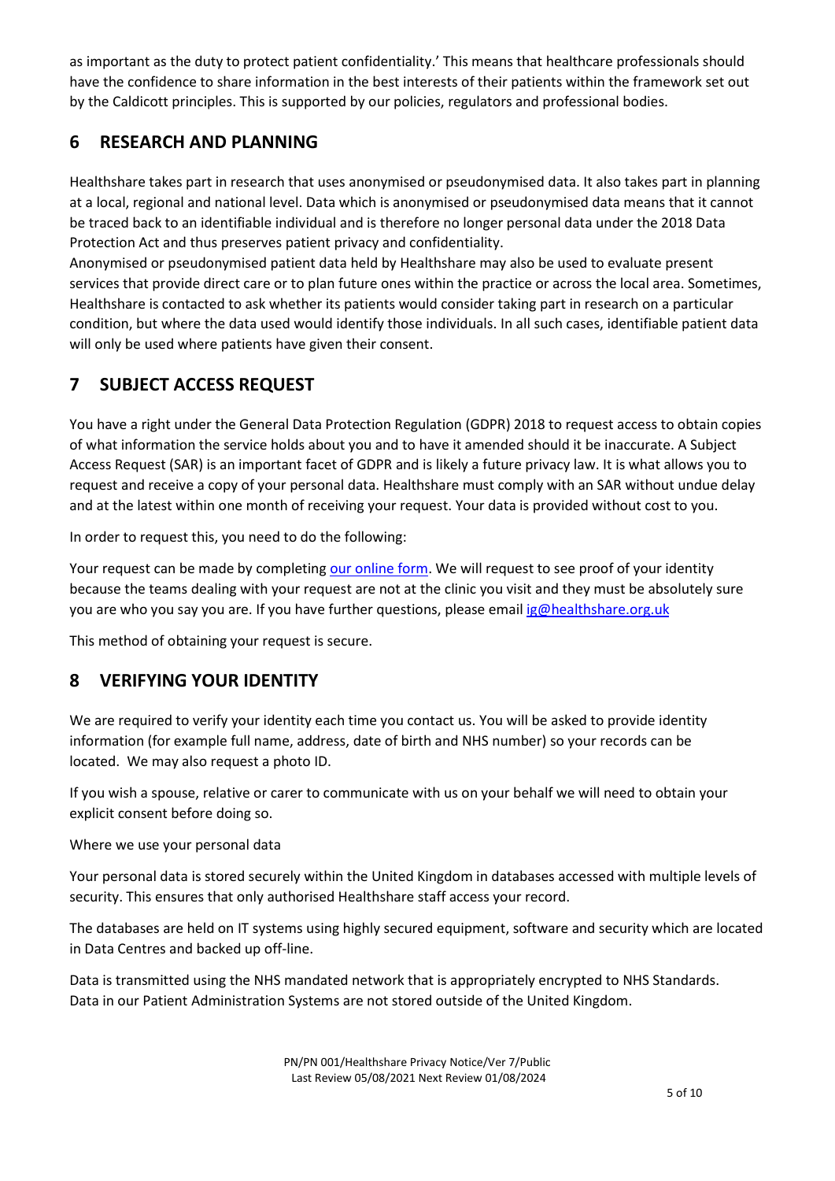as important as the duty to protect patient confidentiality.' This means that healthcare professionals should have the confidence to share information in the best interests of their patients within the framework set out by the Caldicott principles. This is supported by our policies, regulators and professional bodies.

## 6 RESEARCH AND PLANNING

Healthshare takes part in research that uses anonymised or pseudonymised data. It also takes part in planning at a local, regional and national level. Data which is anonymised or pseudonymised data means that it cannot be traced back to an identifiable individual and is therefore no longer personal data under the 2018 Data Protection Act and thus preserves patient privacy and confidentiality.

Anonymised or pseudonymised patient data held by Healthshare may also be used to evaluate present services that provide direct care or to plan future ones within the practice or across the local area. Sometimes, Healthshare is contacted to ask whether its patients would consider taking part in research on a particular condition, but where the data used would identify those individuals. In all such cases, identifiable patient data will only be used where patients have given their consent.

## 7 SUBJECT ACCESS REQUEST

You have a right under the General Data Protection Regulation (GDPR) 2018 to request access to obtain copies of what information the service holds about you and to have it amended should it be inaccurate. A Subject Access Request (SAR) is an important facet of GDPR and is likely a future privacy law. It is what allows you to request and receive a copy of your personal data. Healthshare must comply with an SAR without undue delay and at the latest within one month of receiving your request. Your data is provided without cost to you.

In order to request this, you need to do the following:

Your request can be made by completing our online form. We will request to see proof of your identity because the teams dealing with your request are not at the clinic you visit and they must be absolutely sure you are who you say you are. If you have further questions, please email ig@healthshare.org.uk

This method of obtaining your request is secure.

## 8 VERIFYING YOUR IDENTITY

We are required to verify your identity each time you contact us. You will be asked to provide identity information (for example full name, address, date of birth and NHS number) so your records can be located. We may also request a photo ID.

If you wish a spouse, relative or carer to communicate with us on your behalf we will need to obtain your explicit consent before doing so.

Where we use your personal data

Your personal data is stored securely within the United Kingdom in databases accessed with multiple levels of security. This ensures that only authorised Healthshare staff access your record.

The databases are held on IT systems using highly secured equipment, software and security which are located in Data Centres and backed up off-line.

Data is transmitted using the NHS mandated network that is appropriately encrypted to NHS Standards. Data in our Patient Administration Systems are not stored outside of the United Kingdom.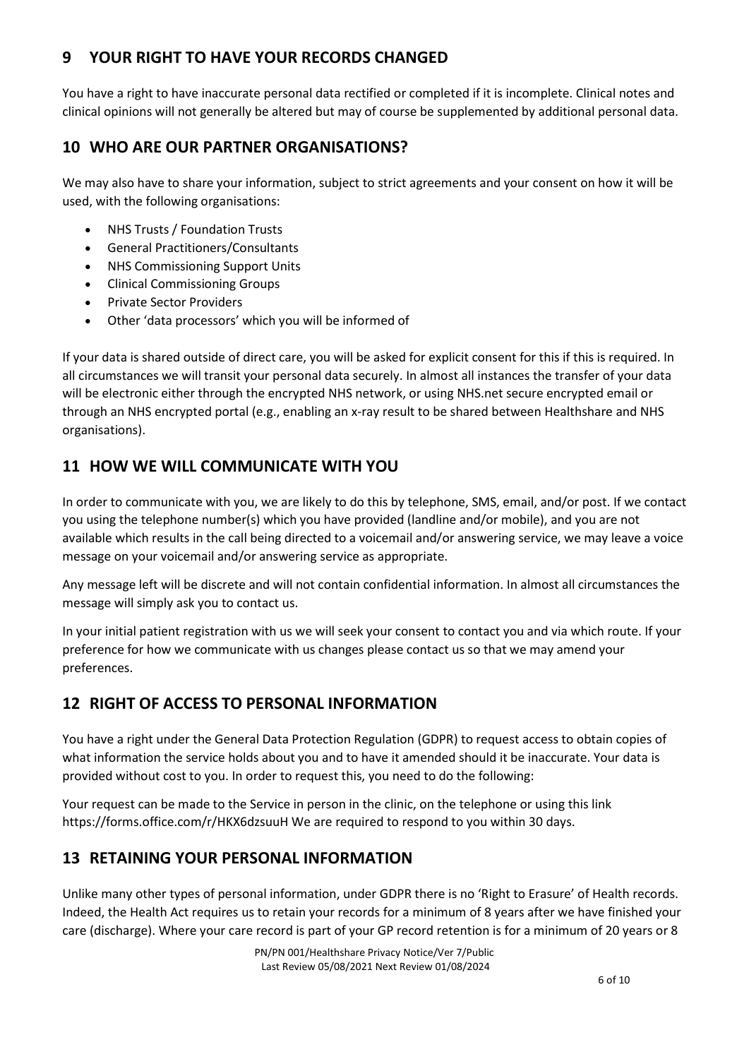## 9 YOUR RIGHT TO HAVE YOUR RECORDS CHANGED

You have a right to have inaccurate personal data rectified or completed if it is incomplete. Clinical notes and clinical opinions will not generally be altered but may of course be supplemented by additional personal data.

## 10 WHO ARE OUR PARTNER ORGANISATIONS?

We may also have to share your information, subject to strict agreements and your consent on how it will be used, with the following organisations:

- NHS Trusts / Foundation Trusts
- General Practitioners/Consultants
- NHS Commissioning Support Units
- Clinical Commissioning Groups
- Private Sector Providers
- Other 'data processors' which you will be informed of

If your data is shared outside of direct care, you will be asked for explicit consent for this if this is required. In all circumstances we will transit your personal data securely. In almost all instances the transfer of your data will be electronic either through the encrypted NHS network, or using NHS.net secure encrypted email or through an NHS encrypted portal (e.g., enabling an x-ray result to be shared between Healthshare and NHS organisations).

## 11 HOW WE WILL COMMUNICATE WITH YOU

In order to communicate with you, we are likely to do this by telephone, SMS, email, and/or post. If we contact you using the telephone number(s) which you have provided (landline and/or mobile), and you are not available which results in the call being directed to a voicemail and/or answering service, we may leave a voice message on your voicemail and/or answering service as appropriate.

Any message left will be discrete and will not contain confidential information. In almost all circumstances the message will simply ask you to contact us.

In your initial patient registration with us we will seek your consent to contact you and via which route. If your preference for how we communicate with us changes please contact us so that we may amend your preferences.

## 12 RIGHT OF ACCESS TO PERSONAL INFORMATION

You have a right under the General Data Protection Regulation (GDPR) to request access to obtain copies of what information the service holds about you and to have it amended should it be inaccurate. Your data is provided without cost to you. In order to request this, you need to do the following:

Your request can be made to the Service in person in the clinic, on the telephone or using this link https://forms.office.com/r/HKX6dzsuuH We are required to respond to you within 30 days.

## 13 RETAINING YOUR PERSONAL INFORMATION

Unlike many other types of personal information, under GDPR there is no 'Right to Erasure' of Health records. Indeed, the Health Act requires us to retain your records for a minimum of 8 years after we have finished your care (discharge). Where your care record is part of your GP record retention is for a minimum of 20 years or 8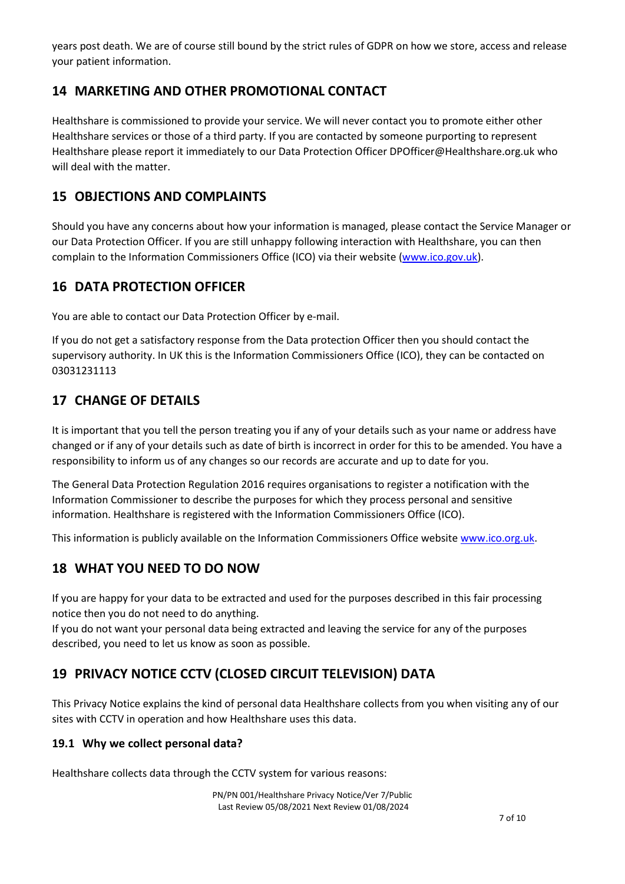years post death. We are of course still bound by the strict rules of GDPR on how we store, access and release your patient information.

## 14 MARKETING AND OTHER PROMOTIONAL CONTACT

Healthshare is commissioned to provide your service. We will never contact you to promote either other Healthshare services or those of a third party. If you are contacted by someone purporting to represent Healthshare please report it immediately to our Data Protection Officer DPOfficer@Healthshare.org.uk who will deal with the matter.

## 15 OBJECTIONS AND COMPLAINTS

Should you have any concerns about how your information is managed, please contact the Service Manager or our Data Protection Officer. If you are still unhappy following interaction with Healthshare, you can then complain to the Information Commissioners Office (ICO) via their website (www.ico.gov.uk).

## 16 DATA PROTECTION OFFICER

You are able to contact our Data Protection Officer by e-mail.

If you do not get a satisfactory response from the Data protection Officer then you should contact the supervisory authority. In UK this is the Information Commissioners Office (ICO), they can be contacted on 03031231113

## 17 CHANGE OF DETAILS

It is important that you tell the person treating you if any of your details such as your name or address have changed or if any of your details such as date of birth is incorrect in order for this to be amended. You have a responsibility to inform us of any changes so our records are accurate and up to date for you.

The General Data Protection Regulation 2016 requires organisations to register a notification with the Information Commissioner to describe the purposes for which they process personal and sensitive information. Healthshare is registered with the Information Commissioners Office (ICO).

This information is publicly available on the Information Commissioners Office website www.ico.org.uk.

## 18 WHAT YOU NEED TO DO NOW

If you are happy for your data to be extracted and used for the purposes described in this fair processing notice then you do not need to do anything.
If you do not want your personal data being extracted and leaving the service for any of the purposes described, you need to let us know as soon as possible.

## 19 PRIVACY NOTICE CCTV (CLOSED CIRCUIT TELEVISION) DATA

This Privacy Notice explains the kind of personal data Healthshare collects from you when visiting any of our sites with CCTV in operation and how Healthshare uses this data.

### 19.1 Why we collect personal data?

Healthshare collects data through the CCTV system for various reasons: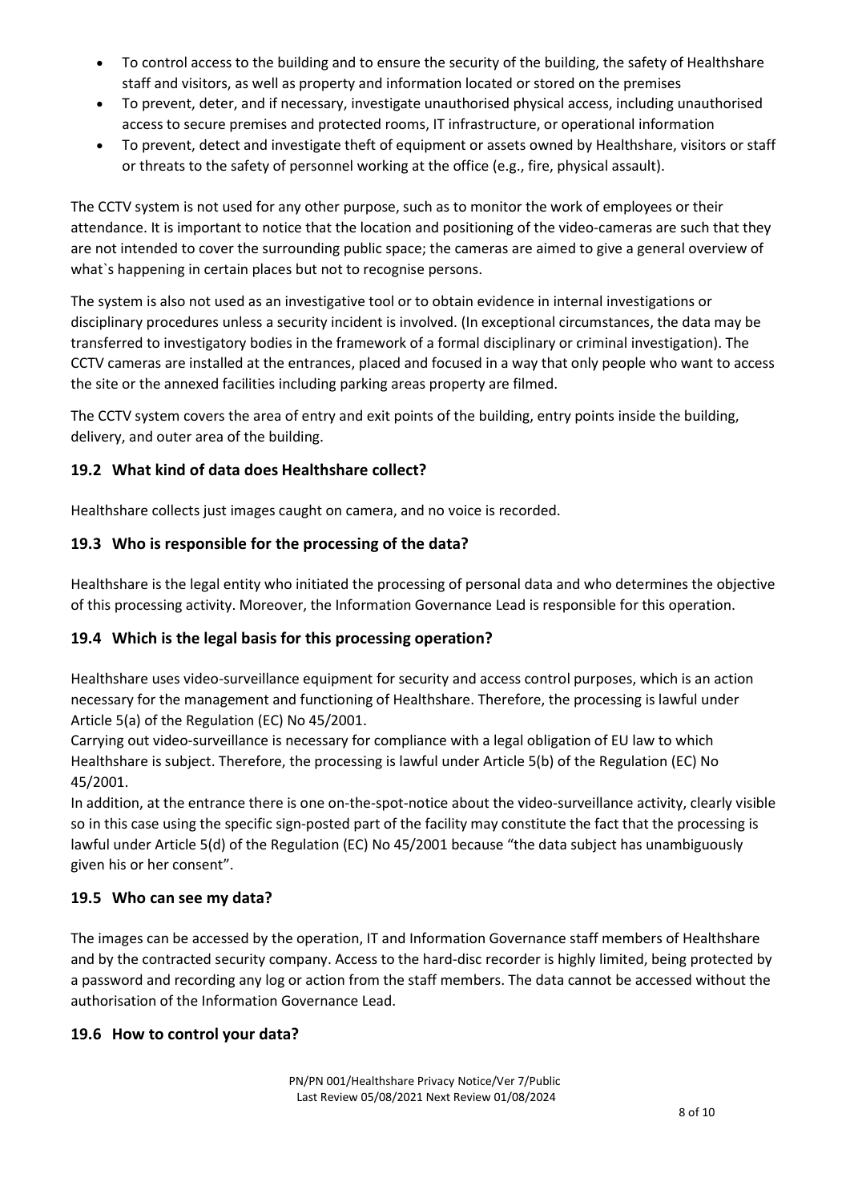- To control access to the building and to ensure the security of the building, the safety of Healthshare staff and visitors, as well as property and information located or stored on the premises
- To prevent, deter, and if necessary, investigate unauthorised physical access, including unauthorised access to secure premises and protected rooms, IT infrastructure, or operational information
- To prevent, detect and investigate theft of equipment or assets owned by Healthshare, visitors or staff or threats to the safety of personnel working at the office (e.g., fire, physical assault).

The CCTV system is not used for any other purpose, such as to monitor the work of employees or their attendance. It is important to notice that the location and positioning of the video-cameras are such that they are not intended to cover the surrounding public space; the cameras are aimed to give a general overview of what`s happening in certain places but not to recognise persons.

The system is also not used as an investigative tool or to obtain evidence in internal investigations or disciplinary procedures unless a security incident is involved. (In exceptional circumstances, the data may be transferred to investigatory bodies in the framework of a formal disciplinary or criminal investigation). The CCTV cameras are installed at the entrances, placed and focused in a way that only people who want to access the site or the annexed facilities including parking areas property are filmed.

The CCTV system covers the area of entry and exit points of the building, entry points inside the building, delivery, and outer area of the building.

### 19.2 What kind of data does Healthshare collect?

Healthshare collects just images caught on camera, and no voice is recorded.

### 19.3 Who is responsible for the processing of the data?

Healthshare is the legal entity who initiated the processing of personal data and who determines the objective of this processing activity. Moreover, the Information Governance Lead is responsible for this operation.

### 19.4 Which is the legal basis for this processing operation?

Healthshare uses video-surveillance equipment for security and access control purposes, which is an action necessary for the management and functioning of Healthshare. Therefore, the processing is lawful under Article 5(a) of the Regulation (EC) No 45/2001.

Carrying out video-surveillance is necessary for compliance with a legal obligation of EU law to which Healthshare is subject. Therefore, the processing is lawful under Article 5(b) of the Regulation (EC) No 45/2001.

In addition, at the entrance there is one on-the-spot-notice about the video-surveillance activity, clearly visible so in this case using the specific sign-posted part of the facility may constitute the fact that the processing is lawful under Article 5(d) of the Regulation (EC) No 45/2001 because "the data subject has unambiguously given his or her consent".

### 19.5 Who can see my data?

The images can be accessed by the operation, IT and Information Governance staff members of Healthshare and by the contracted security company. Access to the hard-disc recorder is highly limited, being protected by a password and recording any log or action from the staff members. The data cannot be accessed without the authorisation of the Information Governance Lead.

### 19.6 How to control your data?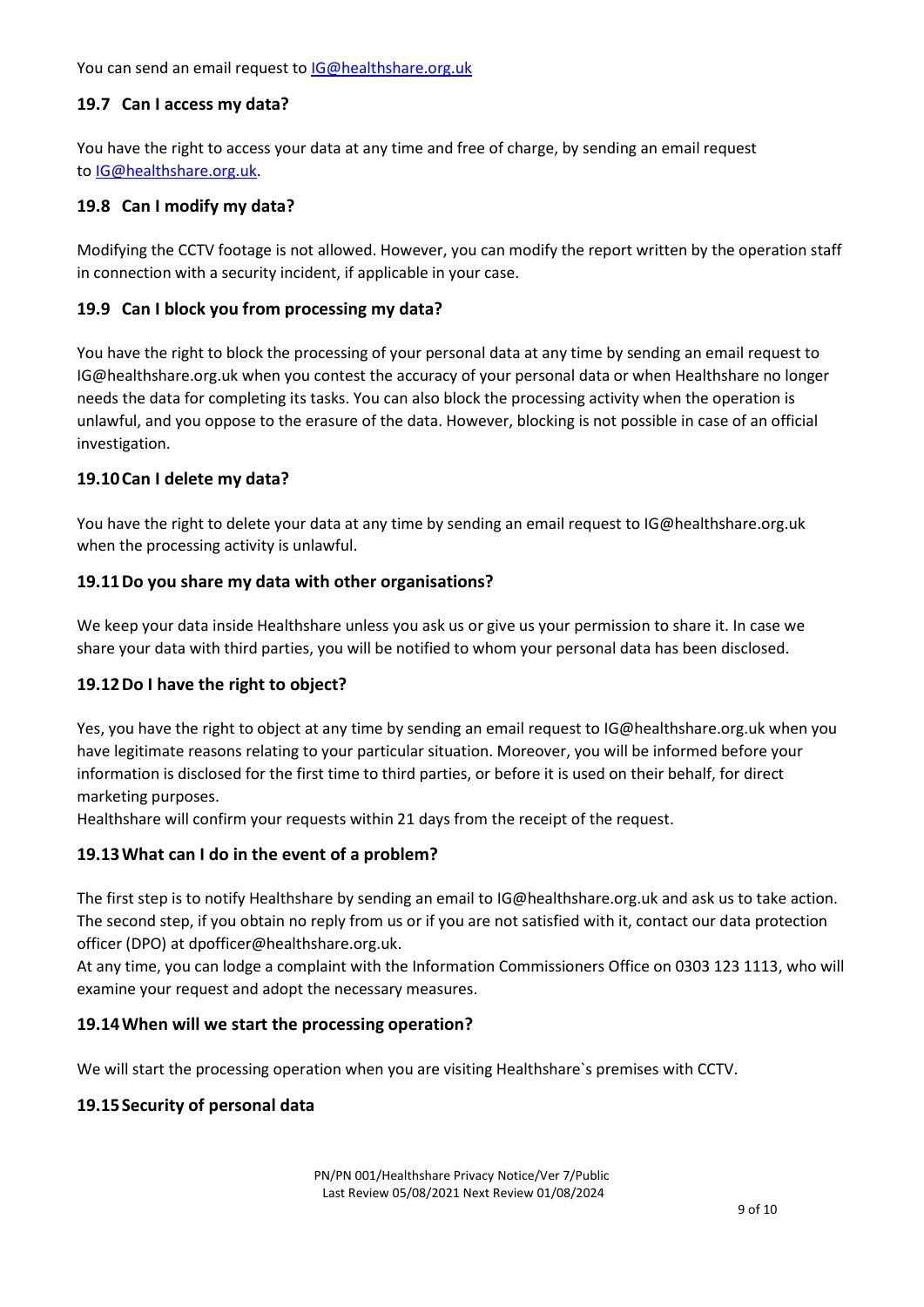You can send an email request to IG@healthshare.org.uk

### 19.7 Can I access my data?

You have the right to access your data at any time and free of charge, by sending an email request to IG@healthshare.org.uk.

### 19.8 Can I modify my data?

Modifying the CCTV footage is not allowed. However, you can modify the report written by the operation staff in connection with a security incident, if applicable in your case.

### 19.9 Can I block you from processing my data?

You have the right to block the processing of your personal data at any time by sending an email request to IG@healthshare.org.uk when you contest the accuracy of your personal data or when Healthshare no longer needs the data for completing its tasks. You can also block the processing activity when the operation is unlawful, and you oppose to the erasure of the data. However, blocking is not possible in case of an official investigation.

### 19.10 Can I delete my data?

You have the right to delete your data at any time by sending an email request to IG@healthshare.org.uk when the processing activity is unlawful.

### 19.11 Do you share my data with other organisations?

We keep your data inside Healthshare unless you ask us or give us your permission to share it. In case we share your data with third parties, you will be notified to whom your personal data has been disclosed.

### 19.12 Do I have the right to object?

Yes, you have the right to object at any time by sending an email request to IG@healthshare.org.uk when you have legitimate reasons relating to your particular situation. Moreover, you will be informed before your information is disclosed for the first time to third parties, or before it is used on their behalf, for direct marketing purposes.
Healthshare will confirm your requests within 21 days from the receipt of the request.

### 19.13 What can I do in the event of a problem?

The first step is to notify Healthshare by sending an email to IG@healthshare.org.uk and ask us to take action. The second step, if you obtain no reply from us or if you are not satisfied with it, contact our data protection officer (DPO) at dpofficer@healthshare.org.uk.
At any time, you can lodge a complaint with the Information Commissioners Office on 0303 123 1113, who will examine your request and adopt the necessary measures.

### 19.14 When will we start the processing operation?

We will start the processing operation when you are visiting Healthshare`s premises with CCTV.

### 19.15 Security of personal data

PN/PN 001/Healthshare Privacy Notice/Ver 7/Public
Last Review 05/08/2021 Next Review 01/08/2024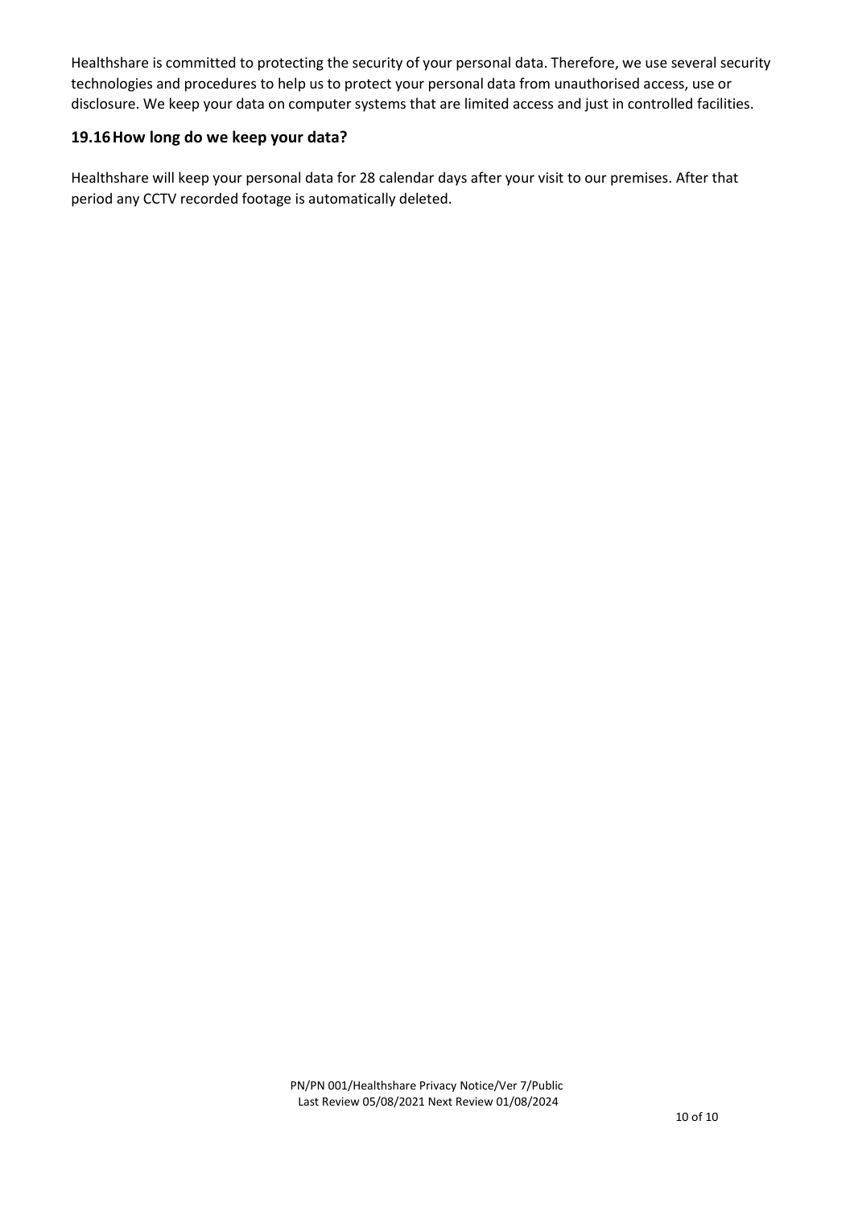Healthshare is committed to protecting the security of your personal data. Therefore, we use several security technologies and procedures to help us to protect your personal data from unauthorised access, use or disclosure. We keep your data on computer systems that are limited access and just in controlled facilities.

### 19.16 How long do we keep your data?

Healthshare will keep your personal data for 28 calendar days after your visit to our premises. After that period any CCTV recorded footage is automatically deleted.